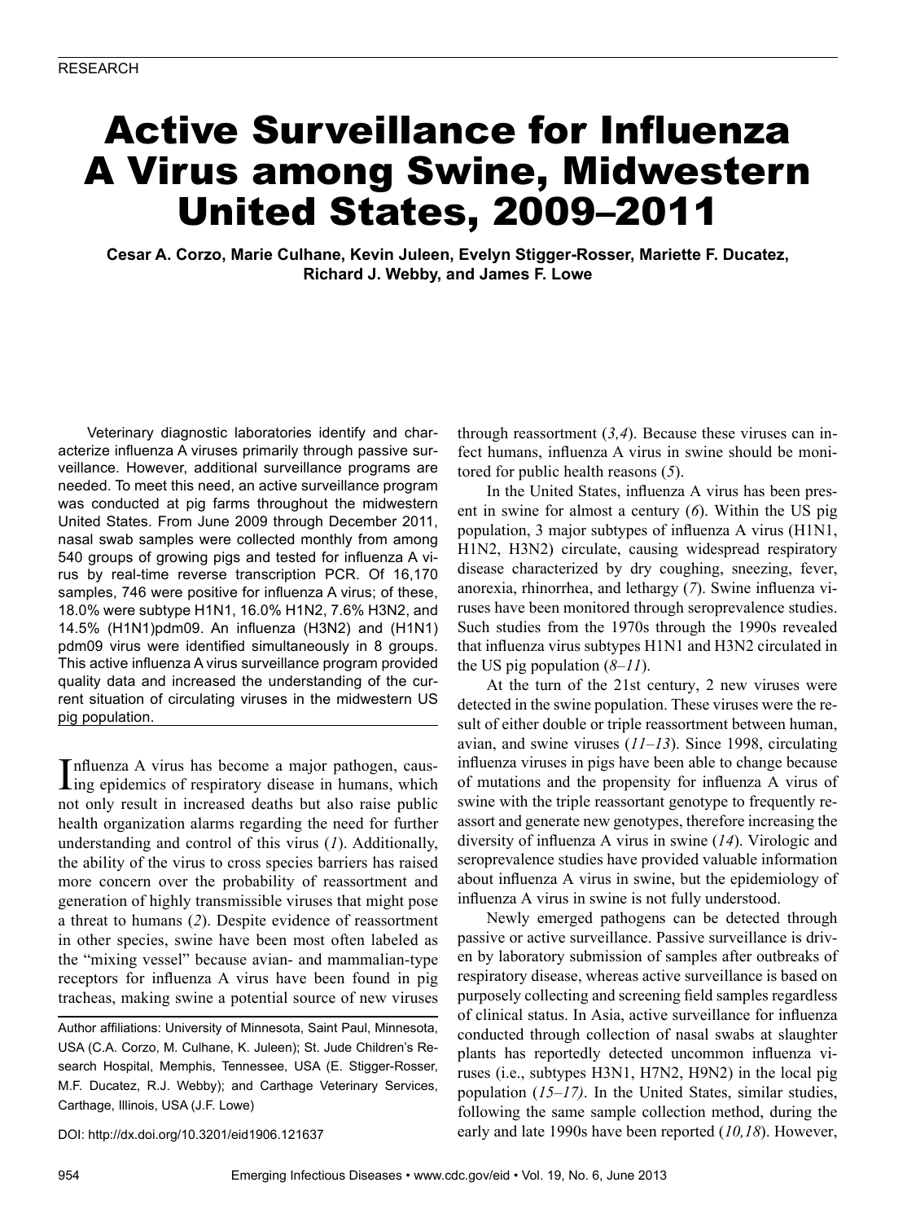RESEARCH

# Active Surveillance for Influenza A Virus among Swine, Midwestern United States, 2009–2011

**Cesar A. Corzo, Marie Culhane, Kevin Juleen, Evelyn Stigger-Rosser, Mariette F. Ducatez, Richard J. Webby, and James F. Lowe**

Veterinary diagnostic laboratories identify and characterize influenza A viruses primarily through passive surveillance. However, additional surveillance programs are needed. To meet this need, an active surveillance program was conducted at pig farms throughout the midwestern United States. From June 2009 through December 2011, nasal swab samples were collected monthly from among 540 groups of growing pigs and tested for influenza A virus by real-time reverse transcription PCR. Of 16,170 samples, 746 were positive for influenza A virus; of these, 18.0% were subtype H1N1, 16.0% H1N2, 7.6% H3N2, and 14.5% (H1N1)pdm09. An influenza (H3N2) and (H1N1)pdm09 virus were identified simultaneously in 8 groups. This active influenza A virus surveillance program provided quality data and increased the understanding of the current situation of circulating viruses in the midwestern US pig population.

Influenza A virus has become a major pathogen, causing epidemics of respiratory disease in humans, which not only result in increased deaths but also raise public health organization alarms regarding the need for further understanding and control of this virus (*1*). Additionally, the ability of the virus to cross species barriers has raised more concern over the probability of reassortment and generation of highly transmissible viruses that might pose a threat to humans (*2*). Despite evidence of reassortment in other species, swine have been most often labeled as the "mixing vessel" because avian- and mammalian-type receptors for influenza A virus have been found in pig tracheas, making swine a potential source of new viruses through reassortment (*3,4*). Because these viruses can infect humans, influenza A virus in swine should be monitored for public health reasons (*5*).

In the United States, influenza A virus has been present in swine for almost a century (*6*). Within the US pig population, 3 major subtypes of influenza A virus (H1N1, H1N2, H3N2) circulate, causing widespread respiratory disease characterized by dry coughing, sneezing, fever, anorexia, rhinorrhea, and lethargy (*7*). Swine influenza viruses have been monitored through seroprevalence studies. Such studies from the 1970s through the 1990s revealed that influenza virus subtypes H1N1 and H3N2 circulated in the US pig population (*8–11*).

At the turn of the 21st century, 2 new viruses were detected in the swine population. These viruses were the result of either double or triple reassortment between human, avian, and swine viruses (*11–13*). Since 1998, circulating influenza viruses in pigs have been able to change because of mutations and the propensity for influenza A virus of swine with the triple reassortant genotype to frequently reassort and generate new genotypes, therefore increasing the diversity of influenza A virus in swine (*14*). Virologic and seroprevalence studies have provided valuable information about influenza A virus in swine, but the epidemiology of influenza A virus in swine is not fully understood.

Newly emerged pathogens can be detected through passive or active surveillance. Passive surveillance is driven by laboratory submission of samples after outbreaks of respiratory disease, whereas active surveillance is based on purposely collecting and screening field samples regardless of clinical status. In Asia, active surveillance for influenza conducted through collection of nasal swabs at slaughter plants has reportedly detected uncommon influenza viruses (i.e., subtypes H3N1, H7N2, H9N2) in the local pig population (*15–17*). In the United States, similar studies, following the same sample collection method, during the early and late 1990s have been reported (*10,18*). However,

Author affiliations: University of Minnesota, Saint Paul, Minnesota, USA (C.A. Corzo, M. Culhane, K. Juleen); St. Jude Children's Research Hospital, Memphis, Tennessee, USA (E. Stigger-Rosser, M.F. Ducatez, R.J. Webby); and Carthage Veterinary Services, Carthage, Illinois, USA (J.F. Lowe)

DOI: http://dx.doi.org/10.3201/eid1906.121637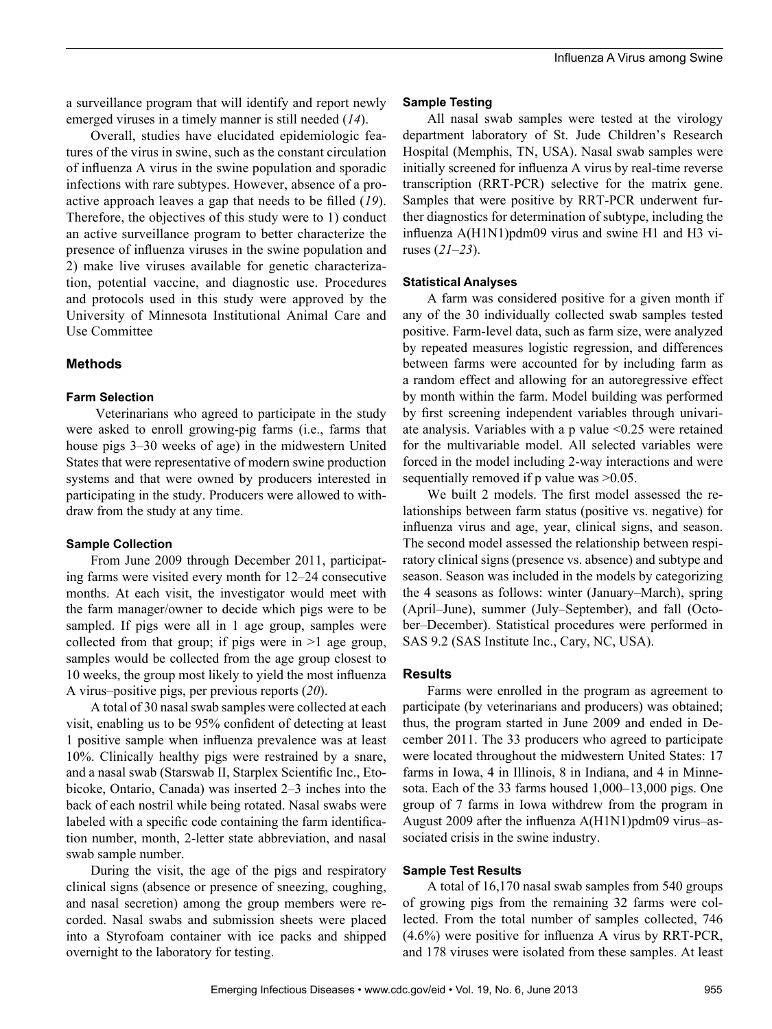a surveillance program that will identify and report newly emerged viruses in a timely manner is still needed (*14*).

Overall, studies have elucidated epidemiologic features of the virus in swine, such as the constant circulation of influenza A virus in the swine population and sporadic infections with rare subtypes. However, absence of a proactive approach leaves a gap that needs to be filled (*19*). Therefore, the objectives of this study were to 1) conduct an active surveillance program to better characterize the presence of influenza viruses in the swine population and 2) make live viruses available for genetic characterization, potential vaccine, and diagnostic use. Procedures and protocols used in this study were approved by the University of Minnesota Institutional Animal Care and Use Committee

## Methods

### Farm Selection

Veterinarians who agreed to participate in the study were asked to enroll growing-pig farms (i.e., farms that house pigs 3–30 weeks of age) in the midwestern United States that were representative of modern swine production systems and that were owned by producers interested in participating in the study. Producers were allowed to withdraw from the study at any time.

### Sample Collection

From June 2009 through December 2011, participating farms were visited every month for 12–24 consecutive months. At each visit, the investigator would meet with the farm manager/owner to decide which pigs were to be sampled. If pigs were all in 1 age group, samples were collected from that group; if pigs were in >1 age group, samples would be collected from the age group closest to 10 weeks, the group most likely to yield the most influenza A virus–positive pigs, per previous reports (*20*).

A total of 30 nasal swab samples were collected at each visit, enabling us to be 95% confident of detecting at least 1 positive sample when influenza prevalence was at least 10%. Clinically healthy pigs were restrained by a snare, and a nasal swab (Starswab II, Starplex Scientific Inc., Etobicoke, Ontario, Canada) was inserted 2–3 inches into the back of each nostril while being rotated. Nasal swabs were labeled with a specific code containing the farm identification number, month, 2-letter state abbreviation, and nasal swab sample number.

During the visit, the age of the pigs and respiratory clinical signs (absence or presence of sneezing, coughing, and nasal secretion) among the group members were recorded. Nasal swabs and submission sheets were placed into a Styrofoam container with ice packs and shipped overnight to the laboratory for testing.

### Sample Testing

All nasal swab samples were tested at the virology department laboratory of St. Jude Children's Research Hospital (Memphis, TN, USA). Nasal swab samples were initially screened for influenza A virus by real-time reverse transcription (RRT-PCR) selective for the matrix gene. Samples that were positive by RRT-PCR underwent further diagnostics for determination of subtype, including the influenza A(H1N1)pdm09 virus and swine H1 and H3 viruses (*21*–*23*).

### Statistical Analyses

A farm was considered positive for a given month if any of the 30 individually collected swab samples tested positive. Farm-level data, such as farm size, were analyzed by repeated measures logistic regression, and differences between farms were accounted for by including farm as a random effect and allowing for an autoregressive effect by month within the farm. Model building was performed by first screening independent variables through univariate analysis. Variables with a p value $<0.25$ were retained for the multivariable model. All selected variables were forced in the model including 2-way interactions and were sequentially removed if p value was $>0.05$.

We built 2 models. The first model assessed the relationships between farm status (positive vs. negative) for influenza virus and age, year, clinical signs, and season. The second model assessed the relationship between respiratory clinical signs (presence vs. absence) and subtype and season. Season was included in the models by categorizing the 4 seasons as follows: winter (January–March), spring (April–June), summer (July–September), and fall (October–December). Statistical procedures were performed in SAS 9.2 (SAS Institute Inc., Cary, NC, USA).

## Results

Farms were enrolled in the program as agreement to participate (by veterinarians and producers) was obtained; thus, the program started in June 2009 and ended in December 2011. The 33 producers who agreed to participate were located throughout the midwestern United States: 17 farms in Iowa, 4 in Illinois, 8 in Indiana, and 4 in Minnesota. Each of the 33 farms housed 1,000–13,000 pigs. One group of 7 farms in Iowa withdrew from the program in August 2009 after the influenza A(H1N1)pdm09 virus–associated crisis in the swine industry.

### Sample Test Results

A total of 16,170 nasal swab samples from 540 groups of growing pigs from the remaining 32 farms were collected. From the total number of samples collected, 746 (4.6%) were positive for influenza A virus by RRT-PCR, and 178 viruses were isolated from these samples. At least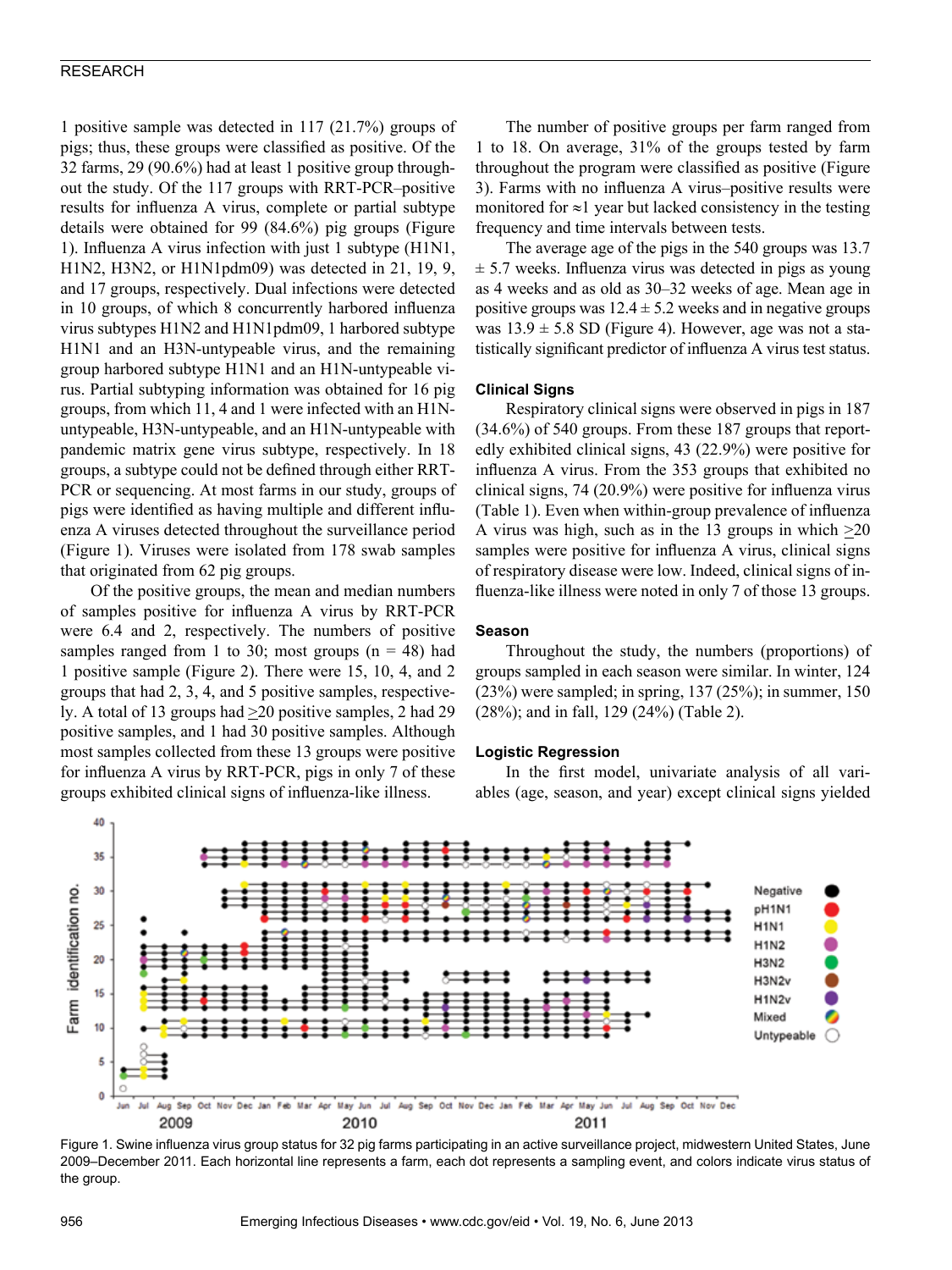1 positive sample was detected in 117 (21.7%) groups of pigs; thus, these groups were classified as positive. Of the 32 farms, 29 (90.6%) had at least 1 positive group throughout the study. Of the 117 groups with RRT-PCR–positive results for influenza A virus, complete or partial subtype details were obtained for 99 (84.6%) pig groups (Figure 1). Influenza A virus infection with just 1 subtype (H1N1, H1N2, H3N2, or H1N1pdm09) was detected in 21, 19, 9, and 17 groups, respectively. Dual infections were detected in 10 groups, of which 8 concurrently harbored influenza virus subtypes H1N2 and H1N1pdm09, 1 harbored subtype H1N1 and an H3N-untypeable virus, and the remaining group harbored subtype H1N1 and an H1N-untypeable virus. Partial subtyping information was obtained for 16 pig groups, from which 11, 4 and 1 were infected with an H1N-untypeable, H3N-untypeable, and an H1N-untypeable with pandemic matrix gene virus subtype, respectively. In 18 groups, a subtype could not be defined through either RRT-PCR or sequencing. At most farms in our study, groups of pigs were identified as having multiple and different influenza A viruses detected throughout the surveillance period (Figure 1). Viruses were isolated from 178 swab samples that originated from 62 pig groups.

Of the positive groups, the mean and median numbers of samples positive for influenza A virus by RRT-PCR were 6.4 and 2, respectively. The numbers of positive samples ranged from 1 to 30; most groups (n = 48) had 1 positive sample (Figure 2). There were 15, 10, 4, and 2 groups that had 2, 3, 4, and 5 positive samples, respectively. A total of 13 groups had >20 positive samples, 2 had 29 positive samples, and 1 had 30 positive samples. Although most samples collected from these 13 groups were positive for influenza A virus by RRT-PCR, pigs in only 7 of these groups exhibited clinical signs of influenza-like illness.

The number of positive groups per farm ranged from 1 to 18. On average, 31% of the groups tested by farm throughout the program were classified as positive (Figure 3). Farms with no influenza A virus–positive results were monitored for ≈1 year but lacked consistency in the testing frequency and time intervals between tests.

The average age of the pigs in the 540 groups was 13.7 ± 5.7 weeks. Influenza virus was detected in pigs as young as 4 weeks and as old as 30–32 weeks of age. Mean age in positive groups was 12.4 ± 5.2 weeks and in negative groups was 13.9 ± 5.8 SD (Figure 4). However, age was not a statistically significant predictor of influenza A virus test status.

### Clinical Signs

Respiratory clinical signs were observed in pigs in 187 (34.6%) of 540 groups. From these 187 groups that reportedly exhibited clinical signs, 43 (22.9%) were positive for influenza A virus. From the 353 groups that exhibited no clinical signs, 74 (20.9%) were positive for influenza virus (Table 1). Even when within-group prevalence of influenza A virus was high, such as in the 13 groups in which >20 samples were positive for influenza A virus, clinical signs of respiratory disease were low. Indeed, clinical signs of influenza-like illness were noted in only 7 of those 13 groups.

### Season

Throughout the study, the numbers (proportions) of groups sampled in each season were similar. In winter, 124 (23%) were sampled; in spring, 137 (25%); in summer, 150 (28%); and in fall, 129 (24%) (Table 2).

### Logistic Regression

In the first model, univariate analysis of all variables (age, season, and year) except clinical signs yielded

Farm identification no.
0 5 10 15 20 25 30 35 40
Jun Jul Aug Sep Oct Nov Dec Jan Feb Mar Apr May Jun Jul Aug Sep Oct Nov Dec Jan Feb Mar Apr May Jun Jul Aug Sep Oct Nov Dec
2009 2010 2011
Negative
pH1N1
H1N1
H1N2
H3N2
H3N2v
H1N2v
Mixed
Untypeable

Figure 1. Swine influenza virus group status for 32 pig farms participating in an active surveillance project, midwestern United States, June 2009–December 2011. Each horizontal line represents a farm, each dot represents a sampling event, and colors indicate virus status of the group.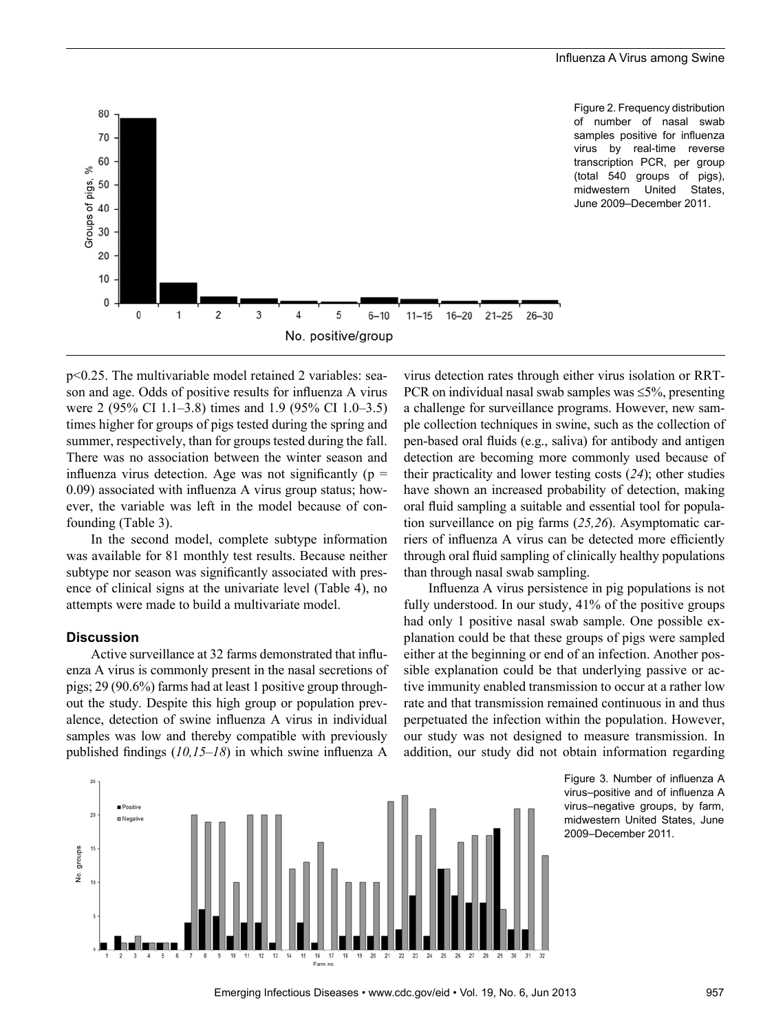80
70
60
50
40
30
20
10
0

Groups of pigs, %

0 1 2 3 4 5 6–10 11–15 16–20 21–25 26–30

No. positive/group

Figure 2. Frequency distribution of number of nasal swab samples positive for influenza virus by real-time reverse transcription PCR, per group (total 540 groups of pigs), midwestern United States, June 2009–December 2011.

p<0.25. The multivariable model retained 2 variables: season and age. Odds of positive results for influenza A virus were 2 (95% CI 1.1–3.8) times and 1.9 (95% CI 1.0–3.5) times higher for groups of pigs tested during the spring and summer, respectively, than for groups tested during the fall. There was no association between the winter season and influenza virus detection. Age was not significantly (p = 0.09) associated with influenza A virus group status; however, the variable was left in the model because of confounding (Table 3).

In the second model, complete subtype information was available for 81 monthly test results. Because neither subtype nor season was significantly associated with presence of clinical signs at the univariate level (Table 4), no attempts were made to build a multivariate model.

## Discussion

Active surveillance at 32 farms demonstrated that influenza A virus is commonly present in the nasal secretions of pigs; 29 (90.6%) farms had at least 1 positive group throughout the study. Despite this high group or population prevalence, detection of swine influenza A virus in individual samples was low and thereby compatible with previously published findings (*10,15–18*) in which swine influenza A virus detection rates through either virus isolation or RRT-PCR on individual nasal swab samples was ≤5%, presenting a challenge for surveillance programs. However, new sample collection techniques in swine, such as the collection of pen-based oral fluids (e.g., saliva) for antibody and antigen detection are becoming more commonly used because of their practicality and lower testing costs (*24*); other studies have shown an increased probability of detection, making oral fluid sampling a suitable and essential tool for population surveillance on pig farms (*25,26*). Asymptomatic carriers of influenza A virus can be detected more efficiently through oral fluid sampling of clinically healthy populations than through nasal swab sampling.

Influenza A virus persistence in pig populations is not fully understood. In our study, 41% of the positive groups had only 1 positive nasal swab sample. One possible explanation could be that these groups of pigs were sampled either at the beginning or end of an infection. Another possible explanation could be that underlying passive or active immunity enabled transmission to occur at a rather low rate and that transmission remained continuous in and thus perpetuated the infection within the population. However, our study was not designed to measure transmission. In addition, our study did not obtain information regarding

25
20
15
10
5
0

■ Positive
■ Negative

No. groups

1 2 3 4 5 6 7 8 9 10 11 12 13 14 15 16 17 18 19 20 21 22 23 24 25 26 27 28 29 30 31 32

Farm no.

Figure 3. Number of influenza A virus–positive and of influenza A virus–negative groups, by farm, midwestern United States, June 2009–December 2011.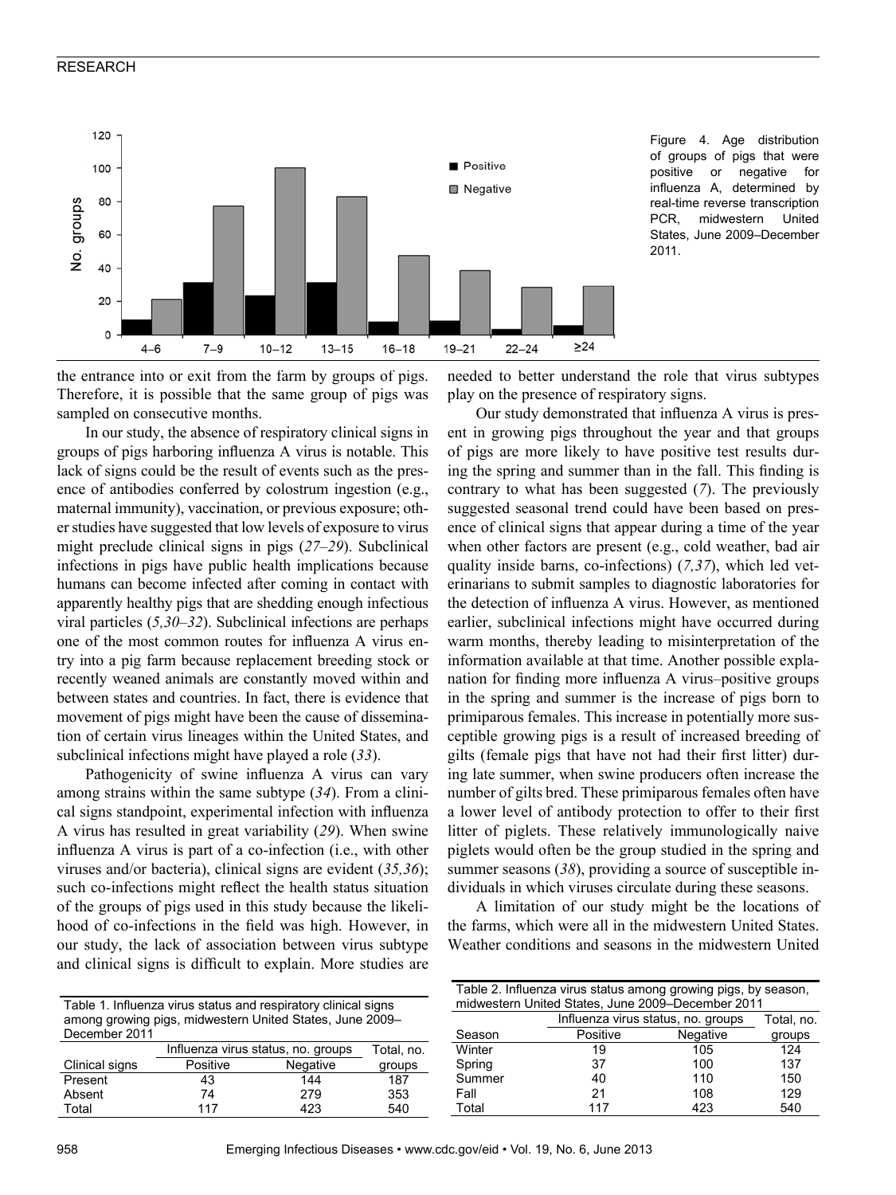120
100
80
60
40
20
0

No. groups

4–6
7–9
10–12
13–15
16–18
19–21
22–24
≥24

Positive
Negative

Figure 4. Age distribution of groups of pigs that were positive or negative for influenza A, determined by real-time reverse transcription PCR, midwestern United States, June 2009–December 2011.

the entrance into or exit from the farm by groups of pigs. Therefore, it is possible that the same group of pigs was sampled on consecutive months.

In our study, the absence of respiratory clinical signs in groups of pigs harboring influenza A virus is notable. This lack of signs could be the result of events such as the presence of antibodies conferred by colostrum ingestion (e.g., maternal immunity), vaccination, or previous exposure; other studies have suggested that low levels of exposure to virus might preclude clinical signs in pigs (*27–29*). Subclinical infections in pigs have public health implications because humans can become infected after coming in contact with apparently healthy pigs that are shedding enough infectious viral particles (*5,30–32*). Subclinical infections are perhaps one of the most common routes for influenza A virus entry into a pig farm because replacement breeding stock or recently weaned animals are constantly moved within and between states and countries. In fact, there is evidence that movement of pigs might have been the cause of dissemination of certain virus lineages within the United States, and subclinical infections might have played a role (*33*).

Pathogenicity of swine influenza A virus can vary among strains within the same subtype (*34*). From a clinical signs standpoint, experimental infection with influenza A virus has resulted in great variability (*29*). When swine influenza A virus is part of a co-infection (i.e., with other viruses and/or bacteria), clinical signs are evident (*35,36*); such co-infections might reflect the health status situation of the groups of pigs used in this study because the likelihood of co-infections in the field was high. However, in our study, the lack of association between virus subtype and clinical signs is difficult to explain. More studies are needed to better understand the role that virus subtypes play on the presence of respiratory signs.

Our study demonstrated that influenza A virus is present in growing pigs throughout the year and that groups of pigs are more likely to have positive test results during the spring and summer than in the fall. This finding is contrary to what has been suggested (*7*). The previously suggested seasonal trend could have been based on presence of clinical signs that appear during a time of the year when other factors are present (e.g., cold weather, bad air quality inside barns, co-infections) (*7,37*), which led veterinarians to submit samples to diagnostic laboratories for the detection of influenza A virus. However, as mentioned earlier, subclinical infections might have occurred during warm months, thereby leading to misinterpretation of the information available at that time. Another possible explanation for finding more influenza A virus–positive groups in the spring and summer is the increase of pigs born to primiparous females. This increase in potentially more susceptible growing pigs is a result of increased breeding of gilts (female pigs that have not had their first litter) during late summer, when swine producers often increase the number of gilts bred. These primiparous females often have a lower level of antibody protection to offer to their first litter of piglets. These relatively immunologically naive piglets would often be the group studied in the spring and summer seasons (*38*), providing a source of susceptible individuals in which viruses circulate during these seasons.

A limitation of our study might be the locations of the farms, which were all in the midwestern United States. Weather conditions and seasons in the midwestern United

Table 1. Influenza virus status and respiratory clinical signs among growing pigs, midwestern United States, June 2009–December 2011

| Clinical signs | Influenza virus status, no. groups | | Total, no. groups |
|---|---|---|---|
| | Positive | Negative | |
| Present | 43 | 144 | 187 |
| Absent | 74 | 279 | 353 |
| Total | 117 | 423 | 540 |

Table 2. Influenza virus status among growing pigs, by season, midwestern United States, June 2009–December 2011

| Season | Influenza virus status, no. groups | | Total, no. groups |
|---|---|---|---|
| | Positive | Negative | |
| Winter | 19 | 105 | 124 |
| Spring | 37 | 100 | 137 |
| Summer | 40 | 110 | 150 |
| Fall | 21 | 108 | 129 |
| Total | 117 | 423 | 540 |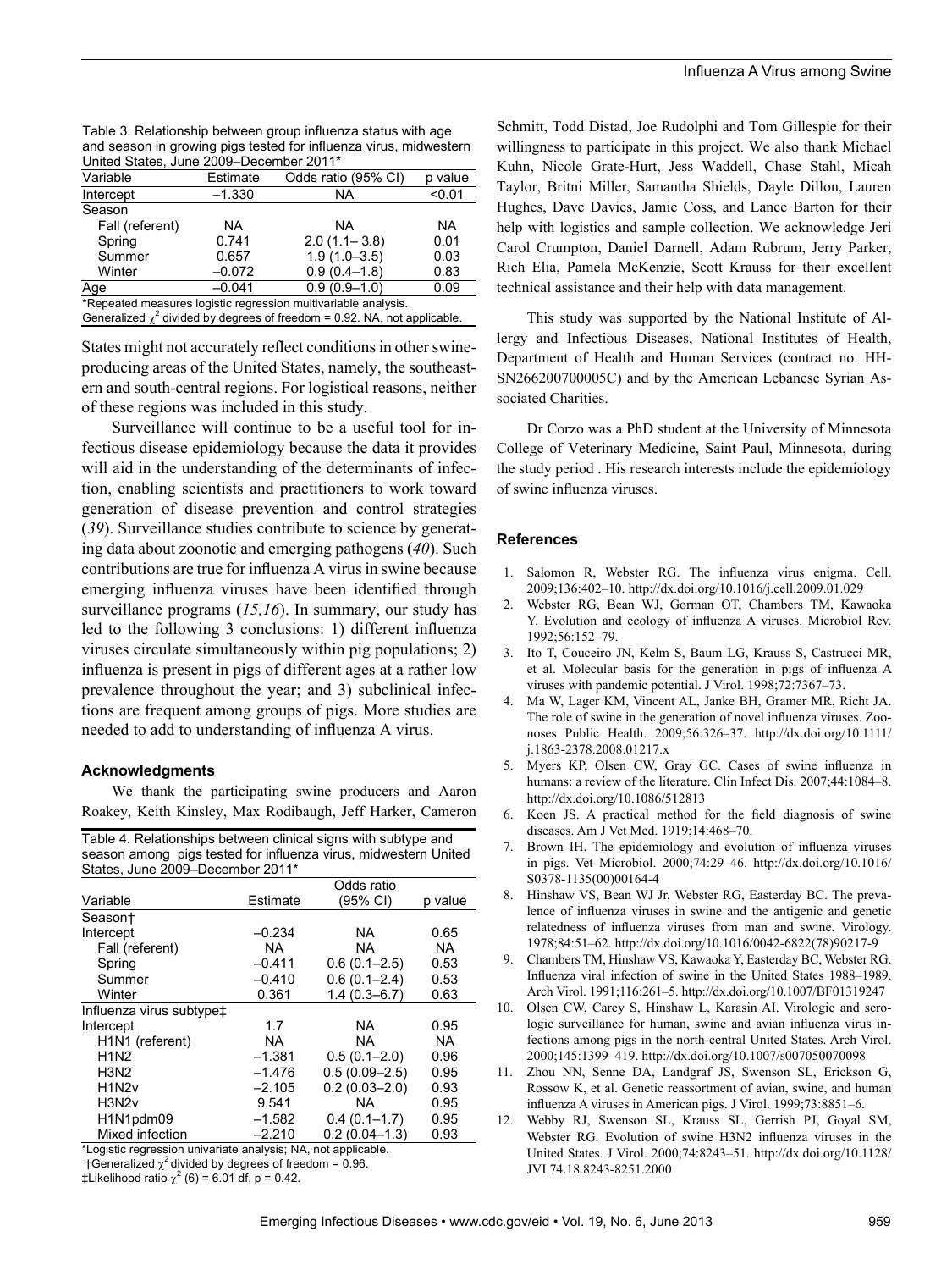Table 3. Relationship between group influenza status with age and season in growing pigs tested for influenza virus, midwestern United States, June 2009–December 2011*

| Variable | Estimate | Odds ratio (95% CI) | p value |
|---|---|---|---|
| Intercept | –1.330 | NA | <0.01 |
| Season | | | |
| Fall (referent) | NA | NA | NA |
| Spring | 0.741 | 2.0 (1.1– 3.8) | 0.01 |
| Summer | 0.657 | 1.9 (1.0–3.5) | 0.03 |
| Winter | –0.072 | 0.9 (0.4–1.8) | 0.83 |
| Age | –0.041 | 0.9 (0.9–1.0) | 0.09 |

*Repeated measures logistic regression multivariable analysis. Generalized $\chi^2$ divided by degrees of freedom = 0.92. NA, not applicable.

States might not accurately reflect conditions in other swine-producing areas of the United States, namely, the southeastern and south-central regions. For logistical reasons, neither of these regions was included in this study.

Surveillance will continue to be a useful tool for infectious disease epidemiology because the data it provides will aid in the understanding of the determinants of infection, enabling scientists and practitioners to work toward generation of disease prevention and control strategies (*39*). Surveillance studies contribute to science by generating data about zoonotic and emerging pathogens (*40*). Such contributions are true for influenza A virus in swine because emerging influenza viruses have been identified through surveillance programs (*15,16*). In summary, our study has led to the following 3 conclusions: 1) different influenza viruses circulate simultaneously within pig populations; 2) influenza is present in pigs of different ages at a rather low prevalence throughout the year; and 3) subclinical infections are frequent among groups of pigs. More studies are needed to add to understanding of influenza A virus.

### Acknowledgments

We thank the participating swine producers and Aaron Roakey, Keith Kinsley, Max Rodibaugh, Jeff Harker, Cameron Schmitt, Todd Distad, Joe Rudolphi and Tom Gillespie for their willingness to participate in this project. We also thank Michael Kuhn, Nicole Grate-Hurt, Jess Waddell, Chase Stahl, Micah Taylor, Britni Miller, Samantha Shields, Dayle Dillon, Lauren Hughes, Dave Davies, Jamie Coss, and Lance Barton for their help with logistics and sample collection. We acknowledge Jeri Carol Crumpton, Daniel Darnell, Adam Rubrum, Jerry Parker, Rich Elia, Pamela McKenzie, Scott Krauss for their excellent technical assistance and their help with data management.

This study was supported by the National Institute of Allergy and Infectious Diseases, National Institutes of Health, Department of Health and Human Services (contract no. HHSN266200700005C) and by the American Lebanese Syrian Associated Charities.

Dr Corzo was a PhD student at the University of Minnesota College of Veterinary Medicine, Saint Paul, Minnesota, during the study period . His research interests include the epidemiology of swine influenza viruses.

Table 4. Relationships between clinical signs with subtype and season among pigs tested for influenza virus, midwestern United States, June 2009–December 2011*

| Variable | Estimate | Odds ratio (95% CI) | p value |
|---|---|---|---|
| Season† | | | |
| Intercept | –0.234 | NA | 0.65 |
| Fall (referent) | NA | NA | NA |
| Spring | –0.411 | 0.6 (0.1–2.5) | 0.53 |
| Summer | –0.410 | 0.6 (0.1–2.4) | 0.53 |
| Winter | 0.361 | 1.4 (0.3–6.7) | 0.63 |
| Influenza virus subtype‡ | | | |
| Intercept | 1.7 | NA | 0.95 |
| H1N1 (referent) | NA | NA | NA |
| H1N2 | –1.381 | 0.5 (0.1–2.0) | 0.96 |
| H3N2 | –1.476 | 0.5 (0.09–2.5) | 0.95 |
| H1N2v | –2.105 | 0.2 (0.03–2.0) | 0.93 |
| H3N2v | 9.541 | NA | 0.95 |
| H1N1pdm09 | –1.582 | 0.4 (0.1–1.7) | 0.95 |
| Mixed infection | –2.210 | 0.2 (0.04–1.3) | 0.93 |

*Logistic regression univariate analysis; NA, not applicable.
†Generalized $\chi^2$ divided by degrees of freedom = 0.96.
‡Likelihood ratio $\chi^2$ (6) = 6.01 df, p = 0.42.

### References

1. Salomon R, Webster RG. The influenza virus enigma. Cell. 2009;136:402–10. http://dx.doi.org/10.1016/j.cell.2009.01.029
2. Webster RG, Bean WJ, Gorman OT, Chambers TM, Kawaoka Y. Evolution and ecology of influenza A viruses. Microbiol Rev. 1992;56:152–79.
3. Ito T, Couceiro JN, Kelm S, Baum LG, Krauss S, Castrucci MR, et al. Molecular basis for the generation in pigs of influenza A viruses with pandemic potential. J Virol. 1998;72:7367–73.
4. Ma W, Lager KM, Vincent AL, Janke BH, Gramer MR, Richt JA. The role of swine in the generation of novel influenza viruses. Zoonoses Public Health. 2009;56:326–37. http://dx.doi.org/10.1111/j.1863-2378.2008.01217.x
5. Myers KP, Olsen CW, Gray GC. Cases of swine influenza in humans: a review of the literature. Clin Infect Dis. 2007;44:1084–8. http://dx.doi.org/10.1086/512813
6. Koen JS. A practical method for the field diagnosis of swine diseases. Am J Vet Med. 1919;14:468–70.
7. Brown IH. The epidemiology and evolution of influenza viruses in pigs. Vet Microbiol. 2000;74:29–46. http://dx.doi.org/10.1016/S0378-1135(00)00164-4
8. Hinshaw VS, Bean WJ Jr, Webster RG, Easterday BC. The prevalence of influenza viruses in swine and the antigenic and genetic relatedness of influenza viruses from man and swine. Virology. 1978;84:51–62. http://dx.doi.org/10.1016/0042-6822(78)90217-9
9. Chambers TM, Hinshaw VS, Kawaoka Y, Easterday BC, Webster RG. Influenza viral infection of swine in the United States 1988–1989. Arch Virol. 1991;116:261–5. http://dx.doi.org/10.1007/BF01319247
10. Olsen CW, Carey S, Hinshaw L, Karasin AI. Virologic and serologic surveillance for human, swine and avian influenza virus infections among pigs in the north-central United States. Arch Virol. 2000;145:1399–419. http://dx.doi.org/10.1007/s007050070098
11. Zhou NN, Senne DA, Landgraf JS, Swenson SL, Erickson G, Rossow K, et al. Genetic reassortment of avian, swine, and human influenza A viruses in American pigs. J Virol. 1999;73:8851–6.
12. Webby RJ, Swenson SL, Krauss SL, Gerrish PJ, Goyal SM, Webster RG. Evolution of swine H3N2 influenza viruses in the United States. J Virol. 2000;74:8243–51. http://dx.doi.org/10.1128/JVI.74.18.8243-8251.2000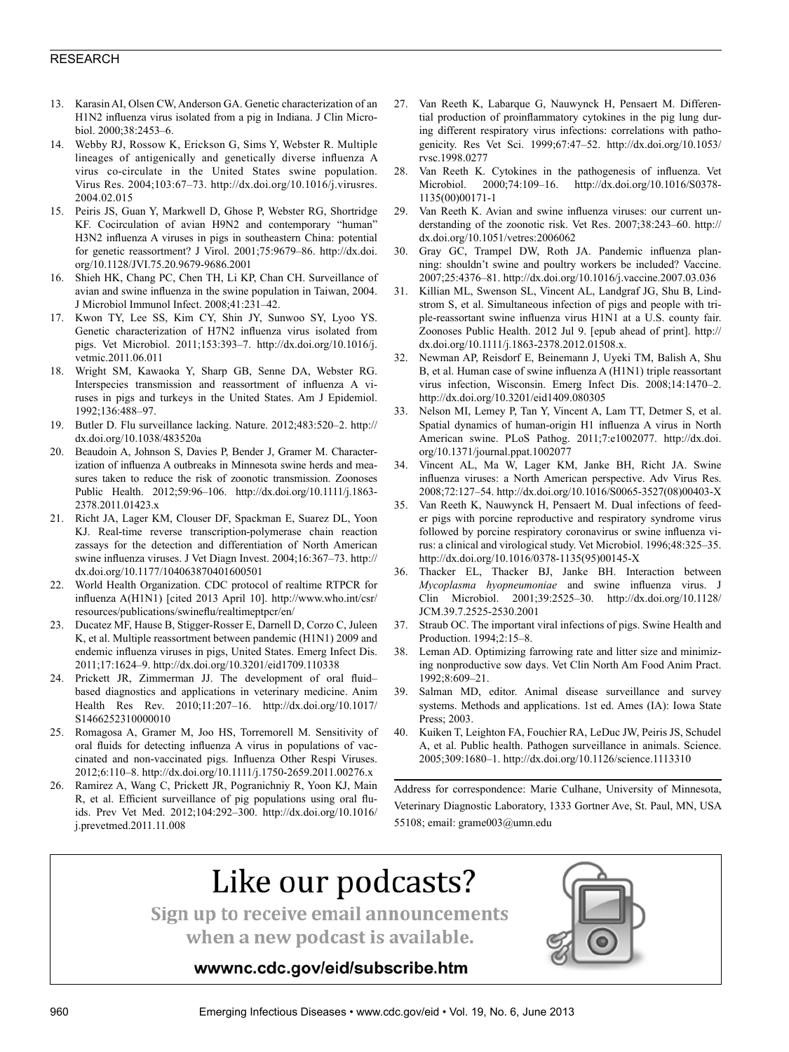13. Karasin AI, Olsen CW, Anderson GA. Genetic characterization of an H1N2 influenza virus isolated from a pig in Indiana. J Clin Microbiol. 2000;38:2453–6.
14. Webby RJ, Rossow K, Erickson G, Sims Y, Webster R. Multiple lineages of antigenically and genetically diverse influenza A virus co-circulate in the United States swine population. Virus Res. 2004;103:67–73. http://dx.doi.org/10.1016/j.virusres.2004.02.015
15. Peiris JS, Guan Y, Markwell D, Ghose P, Webster RG, Shortridge KF. Cocirculation of avian H9N2 and contemporary "human" H3N2 influenza A viruses in pigs in southeastern China: potential for genetic reassortment? J Virol. 2001;75:9679–86. http://dx.doi.org/10.1128/JVI.75.20.9679-9686.2001
16. Shieh HK, Chang PC, Chen TH, Li KP, Chan CH. Surveillance of avian and swine influenza in the swine population in Taiwan, 2004. J Microbiol Immunol Infect. 2008;41:231–42.
17. Kwon TY, Lee SS, Kim CY, Shin JY, Sunwoo SY, Lyoo YS. Genetic characterization of H7N2 influenza virus isolated from pigs. Vet Microbiol. 2011;153:393–7. http://dx.doi.org/10.1016/j.vetmic.2011.06.011
18. Wright SM, Kawaoka Y, Sharp GB, Senne DA, Webster RG. Interspecies transmission and reassortment of influenza A viruses in pigs and turkeys in the United States. Am J Epidemiol. 1992;136:488–97.
19. Butler D. Flu surveillance lacking. Nature. 2012;483:520–2. http://dx.doi.org/10.1038/483520a
20. Beaudoin A, Johnson S, Davies P, Bender J, Gramer M. Characterization of influenza A outbreaks in Minnesota swine herds and measures taken to reduce the risk of zoonotic transmission. Zoonoses Public Health. 2012;59:96–106. http://dx.doi.org/10.1111/j.1863-2378.2011.01423.x
21. Richt JA, Lager KM, Clouser DF, Spackman E, Suarez DL, Yoon KJ. Real-time reverse transcription-polymerase chain reaction zassays for the detection and differentiation of North American swine influenza viruses. J Vet Diagn Invest. 2004;16:367–73. http://dx.doi.org/10.1177/104063870401600501
22. World Health Organization. CDC protocol of realtime RTPCR for influenza A(H1N1) [cited 2013 April 10]. http://www.who.int/csr/resources/publications/swineflu/realtimeptpcr/en/
23. Ducatez MF, Hause B, Stigger-Rosser E, Darnell D, Corzo C, Juleen K, et al. Multiple reassortment between pandemic (H1N1) 2009 and endemic influenza viruses in pigs, United States. Emerg Infect Dis. 2011;17:1624–9. http://dx.doi.org/10.3201/eid1709.110338
24. Prickett JR, Zimmerman JJ. The development of oral fluid–based diagnostics and applications in veterinary medicine. Anim Health Res Rev. 2010;11:207–16. http://dx.doi.org/10.1017/S1466252310000010
25. Romagosa A, Gramer M, Joo HS, Torremorell M. Sensitivity of oral fluids for detecting influenza A virus in populations of vaccinated and non-vaccinated pigs. Influenza Other Respi Viruses. 2012;6:110–8. http://dx.doi.org/10.1111/j.1750-2659.2011.00276.x
26. Ramirez A, Wang C, Prickett JR, Pogranichniy R, Yoon KJ, Main R, et al. Efficient surveillance of pig populations using oral fluids. Prev Vet Med. 2012;104:292–300. http://dx.doi.org/10.1016/j.prevetmed.2011.11.008
27. Van Reeth K, Labarque G, Nauwynck H, Pensaert M. Differential production of proinflammatory cytokines in the pig lung during different respiratory virus infections: correlations with pathogenicity. Res Vet Sci. 1999;67:47–52. http://dx.doi.org/10.1053/rvsc.1998.0277
28. Van Reeth K. Cytokines in the pathogenesis of influenza. Vet Microbiol. 2000;74:109–16. http://dx.doi.org/10.1016/S0378-1135(00)00171-1
29. Van Reeth K. Avian and swine influenza viruses: our current understanding of the zoonotic risk. Vet Res. 2007;38:243–60. http://dx.doi.org/10.1051/vetres:2006062
30. Gray GC, Trampel DW, Roth JA. Pandemic influenza planning: shouldn't swine and poultry workers be included? Vaccine. 2007;25:4376–81. http://dx.doi.org/10.1016/j.vaccine.2007.03.036
31. Killian ML, Swenson SL, Vincent AL, Landgraf JG, Shu B, Lindstrom S, et al. Simultaneous infection of pigs and people with triple-reassortant swine influenza virus H1N1 at a U.S. county fair. Zoonoses Public Health. 2012 Jul 9. [epub ahead of print]. http://dx.doi.org/10.1111/j.1863-2378.2012.01508.x.
32. Newman AP, Reisdorf E, Beinemann J, Uyeki TM, Balish A, Shu B, et al. Human case of swine influenza A (H1N1) triple reassortant virus infection, Wisconsin. Emerg Infect Dis. 2008;14:1470–2. http://dx.doi.org/10.3201/eid1409.080305
33. Nelson MI, Lemey P, Tan Y, Vincent A, Lam TT, Detmer S, et al. Spatial dynamics of human-origin H1 influenza A virus in North American swine. PLoS Pathog. 2011;7:e1002077. http://dx.doi.org/10.1371/journal.ppat.1002077
34. Vincent AL, Ma W, Lager KM, Janke BH, Richt JA. Swine influenza viruses: a North American perspective. Adv Virus Res. 2008;72:127–54. http://dx.doi.org/10.1016/S0065-3527(08)00403-X
35. Van Reeth K, Nauwynck H, Pensaert M. Dual infections of feeder pigs with porcine reproductive and respiratory syndrome virus followed by porcine respiratory coronavirus or swine influenza virus: a clinical and virological study. Vet Microbiol. 1996;48:325–35. http://dx.doi.org/10.1016/0378-1135(95)00145-X
36. Thacker EL, Thacker BJ, Janke BH. Interaction between *Mycoplasma hyopneumoniae* and swine influenza virus. J Clin Microbiol. 2001;39:2525–30. http://dx.doi.org/10.1128/JCM.39.7.2525-2530.2001
37. Straub OC. The important viral infections of pigs. Swine Health and Production. 1994;2:15–8.
38. Leman AD. Optimizing farrowing rate and litter size and minimizing nonproductive sow days. Vet Clin North Am Food Anim Pract. 1992;8:609–21.
39. Salman MD, editor. Animal disease surveillance and survey systems. Methods and applications. 1st ed. Ames (IA): Iowa State Press; 2003.
40. Kuiken T, Leighton FA, Fouchier RA, LeDuc JW, Peiris JS, Schudel A, et al. Public health. Pathogen surveillance in animals. Science. 2005;309:1680–1. http://dx.doi.org/10.1126/science.1113310

Address for correspondence: Marie Culhane, University of Minnesota, Veterinary Diagnostic Laboratory, 1333 Gortner Ave, St. Paul, MN, USA 55108; email: grame003@umn.edu

# Like our podcasts?

**Sign up to receive email announcements when a new podcast is available.**

**wwwnc.cdc.gov/eid/subscribe.htm**